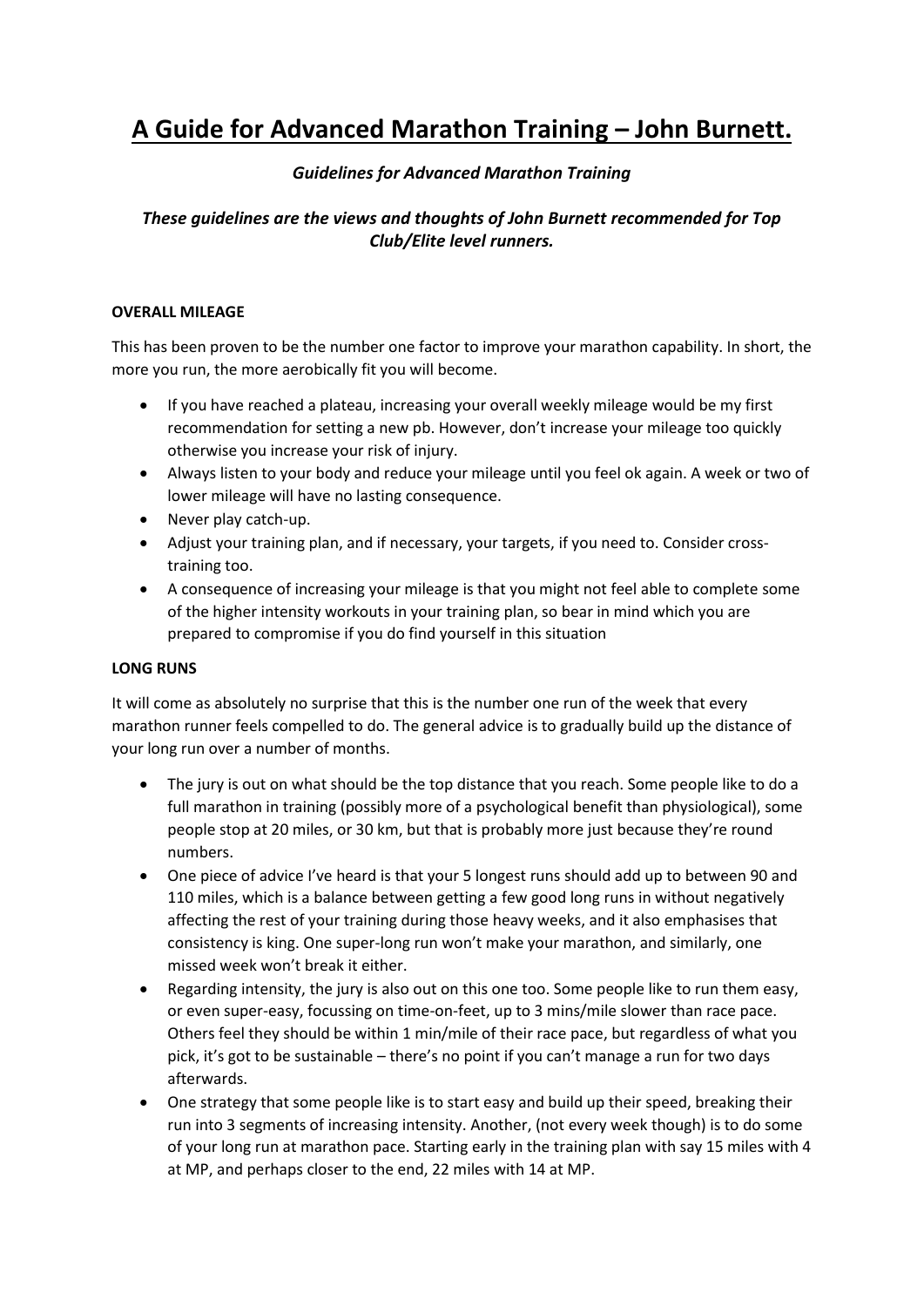# A Guide for Advanced Marathon Training – John Burnett.

***Guidelines for Advanced Marathon Training***

***These guidelines are the views and thoughts of John Burnett recommended for Top Club/Elite level runners.***

**OVERALL MILEAGE**

This has been proven to be the number one factor to improve your marathon capability. In short, the more you run, the more aerobically fit you will become.

- If you have reached a plateau, increasing your overall weekly mileage would be my first recommendation for setting a new pb. However, don't increase your mileage too quickly otherwise you increase your risk of injury.
- Always listen to your body and reduce your mileage until you feel ok again. A week or two of lower mileage will have no lasting consequence.
- Never play catch-up.
- Adjust your training plan, and if necessary, your targets, if you need to. Consider cross-training too.
- A consequence of increasing your mileage is that you might not feel able to complete some of the higher intensity workouts in your training plan, so bear in mind which you are prepared to compromise if you do find yourself in this situation

**LONG RUNS**

It will come as absolutely no surprise that this is the number one run of the week that every marathon runner feels compelled to do. The general advice is to gradually build up the distance of your long run over a number of months.

- The jury is out on what should be the top distance that you reach. Some people like to do a full marathon in training (possibly more of a psychological benefit than physiological), some people stop at 20 miles, or 30 km, but that is probably more just because they're round numbers.
- One piece of advice I've heard is that your 5 longest runs should add up to between 90 and 110 miles, which is a balance between getting a few good long runs in without negatively affecting the rest of your training during those heavy weeks, and it also emphasises that consistency is king. One super-long run won't make your marathon, and similarly, one missed week won't break it either.
- Regarding intensity, the jury is also out on this one too. Some people like to run them easy, or even super-easy, focussing on time-on-feet, up to 3 mins/mile slower than race pace. Others feel they should be within 1 min/mile of their race pace, but regardless of what you pick, it's got to be sustainable – there's no point if you can't manage a run for two days afterwards.
- One strategy that some people like is to start easy and build up their speed, breaking their run into 3 segments of increasing intensity. Another, (not every week though) is to do some of your long run at marathon pace. Starting early in the training plan with say 15 miles with 4 at MP, and perhaps closer to the end, 22 miles with 14 at MP.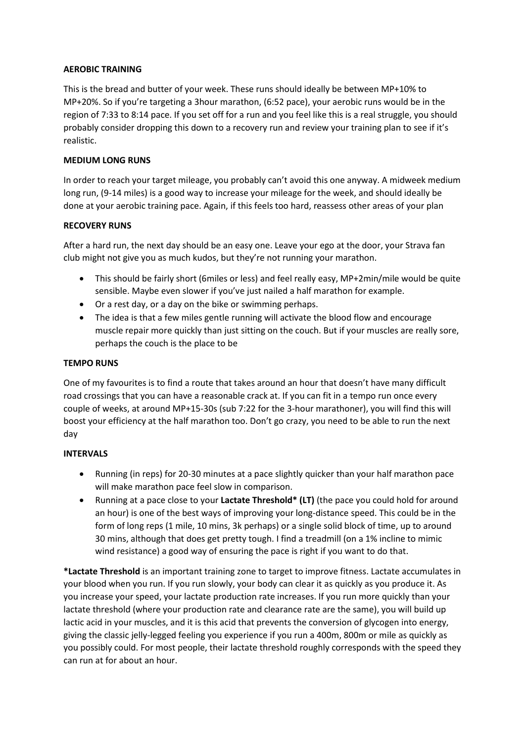**AEROBIC TRAINING**

This is the bread and butter of your week. These runs should ideally be between MP+10% to MP+20%. So if you're targeting a 3hour marathon, (6:52 pace), your aerobic runs would be in the region of 7:33 to 8:14 pace. If you set off for a run and you feel like this is a real struggle, you should probably consider dropping this down to a recovery run and review your training plan to see if it's realistic.

**MEDIUM LONG RUNS**

In order to reach your target mileage, you probably can't avoid this one anyway. A midweek medium long run, (9-14 miles) is a good way to increase your mileage for the week, and should ideally be done at your aerobic training pace. Again, if this feels too hard, reassess other areas of your plan

**RECOVERY RUNS**

After a hard run, the next day should be an easy one. Leave your ego at the door, your Strava fan club might not give you as much kudos, but they're not running your marathon.

- This should be fairly short (6miles or less) and feel really easy, MP+2min/mile would be quite sensible. Maybe even slower if you've just nailed a half marathon for example.
- Or a rest day, or a day on the bike or swimming perhaps.
- The idea is that a few miles gentle running will activate the blood flow and encourage muscle repair more quickly than just sitting on the couch. But if your muscles are really sore, perhaps the couch is the place to be

**TEMPO RUNS**

One of my favourites is to find a route that takes around an hour that doesn't have many difficult road crossings that you can have a reasonable crack at. If you can fit in a tempo run once every couple of weeks, at around MP+15-30s (sub 7:22 for the 3-hour marathoner), you will find this will boost your efficiency at the half marathon too. Don't go crazy, you need to be able to run the next day

**INTERVALS**

- Running (in reps) for 20-30 minutes at a pace slightly quicker than your half marathon pace will make marathon pace feel slow in comparison.
- Running at a pace close to your **Lactate Threshold* (LT)** (the pace you could hold for around an hour) is one of the best ways of improving your long-distance speed. This could be in the form of long reps (1 mile, 10 mins, 3k perhaps) or a single solid block of time, up to around 30 mins, although that does get pretty tough. I find a treadmill (on a 1% incline to mimic wind resistance) a good way of ensuring the pace is right if you want to do that.

***Lactate Threshold** is an important training zone to target to improve fitness. Lactate accumulates in your blood when you run. If you run slowly, your body can clear it as quickly as you produce it. As you increase your speed, your lactate production rate increases. If you run more quickly than your lactate threshold (where your production rate and clearance rate are the same), you will build up lactic acid in your muscles, and it is this acid that prevents the conversion of glycogen into energy, giving the classic jelly-legged feeling you experience if you run a 400m, 800m or mile as quickly as you possibly could. For most people, their lactate threshold roughly corresponds with the speed they can run at for about an hour.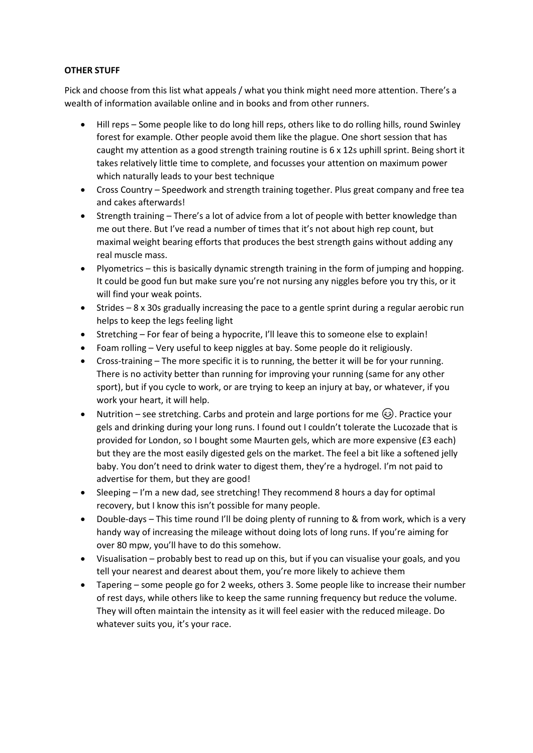**OTHER STUFF**

Pick and choose from this list what appeals / what you think might need more attention. There's a wealth of information available online and in books and from other runners.

- Hill reps – Some people like to do long hill reps, others like to do rolling hills, round Swinley forest for example. Other people avoid them like the plague. One short session that has caught my attention as a good strength training routine is 6 x 12s uphill sprint. Being short it takes relatively little time to complete, and focusses your attention on maximum power which naturally leads to your best technique
- Cross Country – Speedwork and strength training together. Plus great company and free tea and cakes afterwards!
- Strength training – There's a lot of advice from a lot of people with better knowledge than me out there. But I've read a number of times that it's not about high rep count, but maximal weight bearing efforts that produces the best strength gains without adding any real muscle mass.
- Plyometrics – this is basically dynamic strength training in the form of jumping and hopping. It could be good fun but make sure you're not nursing any niggles before you try this, or it will find your weak points.
- Strides – 8 x 30s gradually increasing the pace to a gentle sprint during a regular aerobic run helps to keep the legs feeling light
- Stretching – For fear of being a hypocrite, I'll leave this to someone else to explain!
- Foam rolling – Very useful to keep niggles at bay. Some people do it religiously.
- Cross-training – The more specific it is to running, the better it will be for your running. There is no activity better than running for improving your running (same for any other sport), but if you cycle to work, or are trying to keep an injury at bay, or whatever, if you work your heart, it will help.
- Nutrition – see stretching. Carbs and protein and large portions for me 😉. Practice your gels and drinking during your long runs. I found out I couldn't tolerate the Lucozade that is provided for London, so I bought some Maurten gels, which are more expensive (£3 each) but they are the most easily digested gels on the market. The feel a bit like a softened jelly baby. You don't need to drink water to digest them, they're a hydrogel. I'm not paid to advertise for them, but they are good!
- Sleeping – I'm a new dad, see stretching! They recommend 8 hours a day for optimal recovery, but I know this isn't possible for many people.
- Double-days – This time round I'll be doing plenty of running to & from work, which is a very handy way of increasing the mileage without doing lots of long runs. If you're aiming for over 80 mpw, you'll have to do this somehow.
- Visualisation – probably best to read up on this, but if you can visualise your goals, and you tell your nearest and dearest about them, you're more likely to achieve them
- Tapering – some people go for 2 weeks, others 3. Some people like to increase their number of rest days, while others like to keep the same running frequency but reduce the volume. They will often maintain the intensity as it will feel easier with the reduced mileage. Do whatever suits you, it's your race.